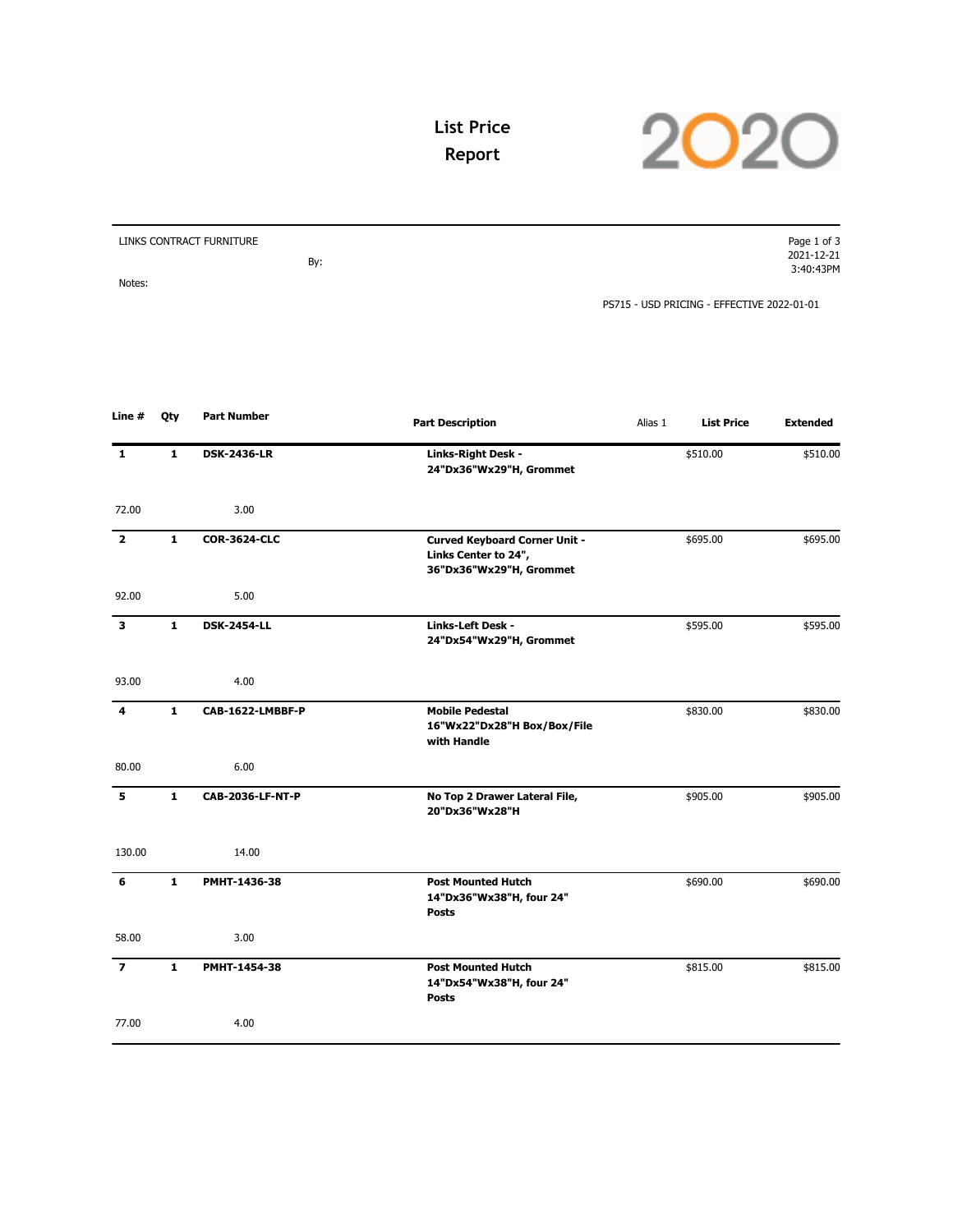# List Price Report

2020

LINKS CONTRACT FURNITURE

By:

Notes:

2021-12-21
3:40:43PM

PS715 - USD PRICING - EFFECTIVE 2022-01-01

| Line # | Qty | Part Number | Part Description | Alias 1 | List Price | Extended |
|---|---|---|---|---|---|---|
| **1** | **1** | **DSK-2436-LR** | **Links-Right Desk - 24"Dx36"Wx29"H, Grommet** | | $510.00 | $510.00 |
| 72.00 | | 3.00 | | | | |
| **2** | **1** | **COR-3624-CLC** | **Curved Keyboard Corner Unit - Links Center to 24", 36"Dx36"Wx29"H, Grommet** | | $695.00 | $695.00 |
| 92.00 | | 5.00 | | | | |
| **3** | **1** | **DSK-2454-LL** | **Links-Left Desk - 24"Dx54"Wx29"H, Grommet** | | $595.00 | $595.00 |
| 93.00 | | 4.00 | | | | |
| **4** | **1** | **CAB-1622-LMBBF-P** | **Mobile Pedestal 16"Wx22"Dx28"H Box/Box/File with Handle** | | $830.00 | $830.00 |
| 80.00 | | 6.00 | | | | |
| **5** | **1** | **CAB-2036-LF-NT-P** | **No Top 2 Drawer Lateral File, 20"Dx36"Wx28"H** | | $905.00 | $905.00 |
| 130.00 | | 14.00 | | | | |
| **6** | **1** | **PMHT-1436-38** | **Post Mounted Hutch 14"Dx36"Wx38"H, four 24" Posts** | | $690.00 | $690.00 |
| 58.00 | | 3.00 | | | | |
| **7** | **1** | **PMHT-1454-38** | **Post Mounted Hutch 14"Dx54"Wx38"H, four 24" Posts** | | $815.00 | $815.00 |
| 77.00 | | 4.00 | | | | |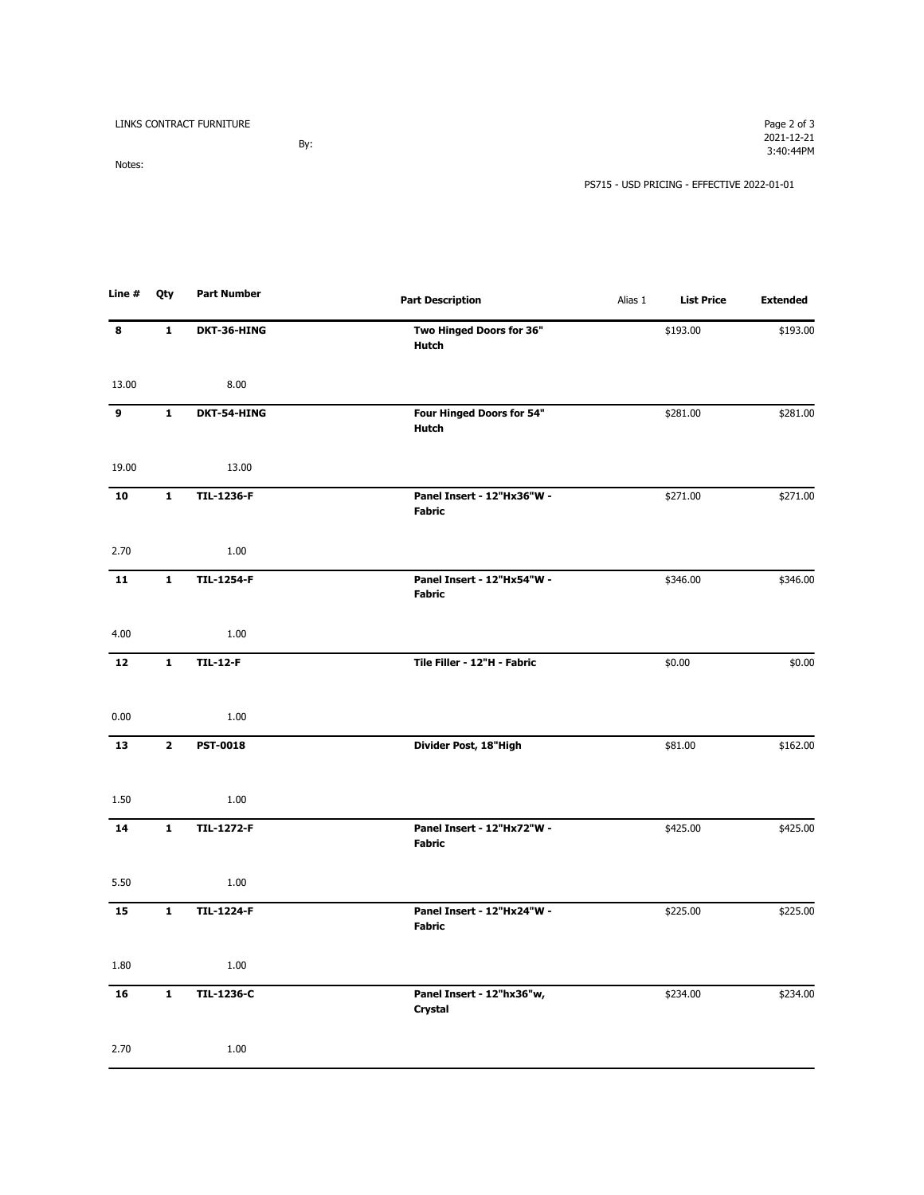LINKS CONTRACT FURNITURE

By:

Notes:

PS715 - USD PRICING - EFFECTIVE 2022-01-01

| Line # | Qty | Part Number | Part Description | Alias 1 | List Price | Extended |
|---|---|---|---|---|---|---|
| **8** | **1** | **DKT-36-HING** | **Two Hinged Doors for 36" Hutch** | | $193.00 | $193.00 |
| 13.00 | | 8.00 | | | | |
| **9** | **1** | **DKT-54-HING** | **Four Hinged Doors for 54" Hutch** | | $281.00 | $281.00 |
| 19.00 | | 13.00 | | | | |
| **10** | **1** | **TIL-1236-F** | **Panel Insert - 12"Hx36"W - Fabric** | | $271.00 | $271.00 |
| 2.70 | | 1.00 | | | | |
| **11** | **1** | **TIL-1254-F** | **Panel Insert - 12"Hx54"W - Fabric** | | $346.00 | $346.00 |
| 4.00 | | 1.00 | | | | |
| **12** | **1** | **TIL-12-F** | **Tile Filler - 12"H - Fabric** | | $0.00 | $0.00 |
| 0.00 | | 1.00 | | | | |
| **13** | **2** | **PST-0018** | **Divider Post, 18"High** | | $81.00 | $162.00 |
| 1.50 | | 1.00 | | | | |
| **14** | **1** | **TIL-1272-F** | **Panel Insert - 12"Hx72"W - Fabric** | | $425.00 | $425.00 |
| 5.50 | | 1.00 | | | | |
| **15** | **1** | **TIL-1224-F** | **Panel Insert - 12"Hx24"W - Fabric** | | $225.00 | $225.00 |
| 1.80 | | 1.00 | | | | |
| **16** | **1** | **TIL-1236-C** | **Panel Insert - 12"hx36"w, Crystal** | | $234.00 | $234.00 |
| 2.70 | | 1.00 | | | | |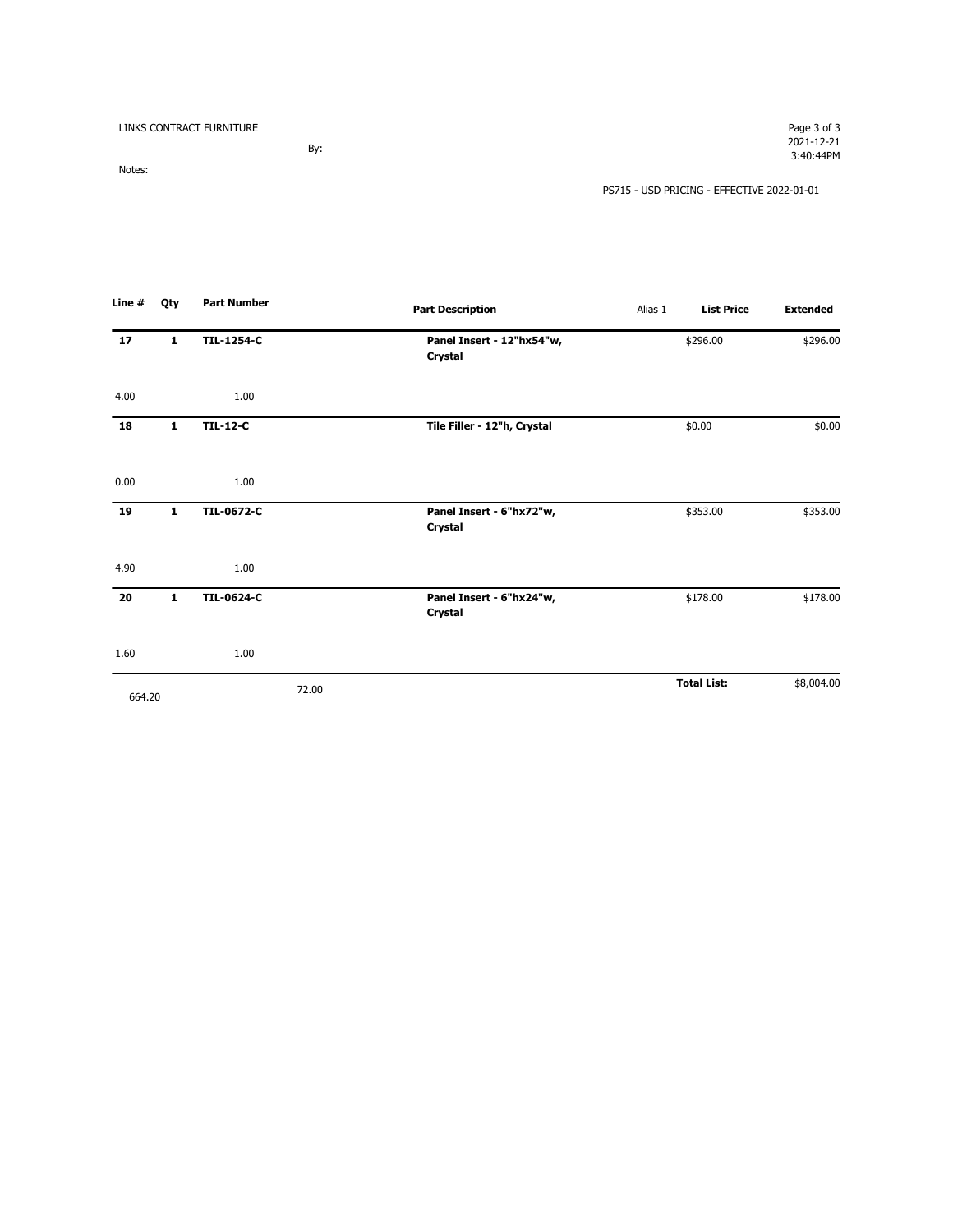LINKS CONTRACT FURNITURE

By:

Notes:

PS715 - USD PRICING - EFFECTIVE 2022-01-01

| Line # | Qty | Part Number | Part Description | Alias 1 | List Price | Extended |
|---|---|---|---|---|---|---|
| **17** | **1** | **TIL-1254-C** | **Panel Insert - 12"hx54"w, Crystal** | | $296.00 | $296.00 |
| 4.00 | | 1.00 | | | | |
| **18** | **1** | **TIL-12-C** | **Tile Filler - 12"h, Crystal** | | $0.00 | $0.00 |
| 0.00 | | 1.00 | | | | |
| **19** | **1** | **TIL-0672-C** | **Panel Insert - 6"hx72"w, Crystal** | | $353.00 | $353.00 |
| 4.90 | | 1.00 | | | | |
| **20** | **1** | **TIL-0624-C** | **Panel Insert - 6"hx24"w, Crystal** | | $178.00 | $178.00 |
| 1.60 | | 1.00 | | | | |
| 664.20 | | 72.00 | | | **Total List:** | $8,004.00 |